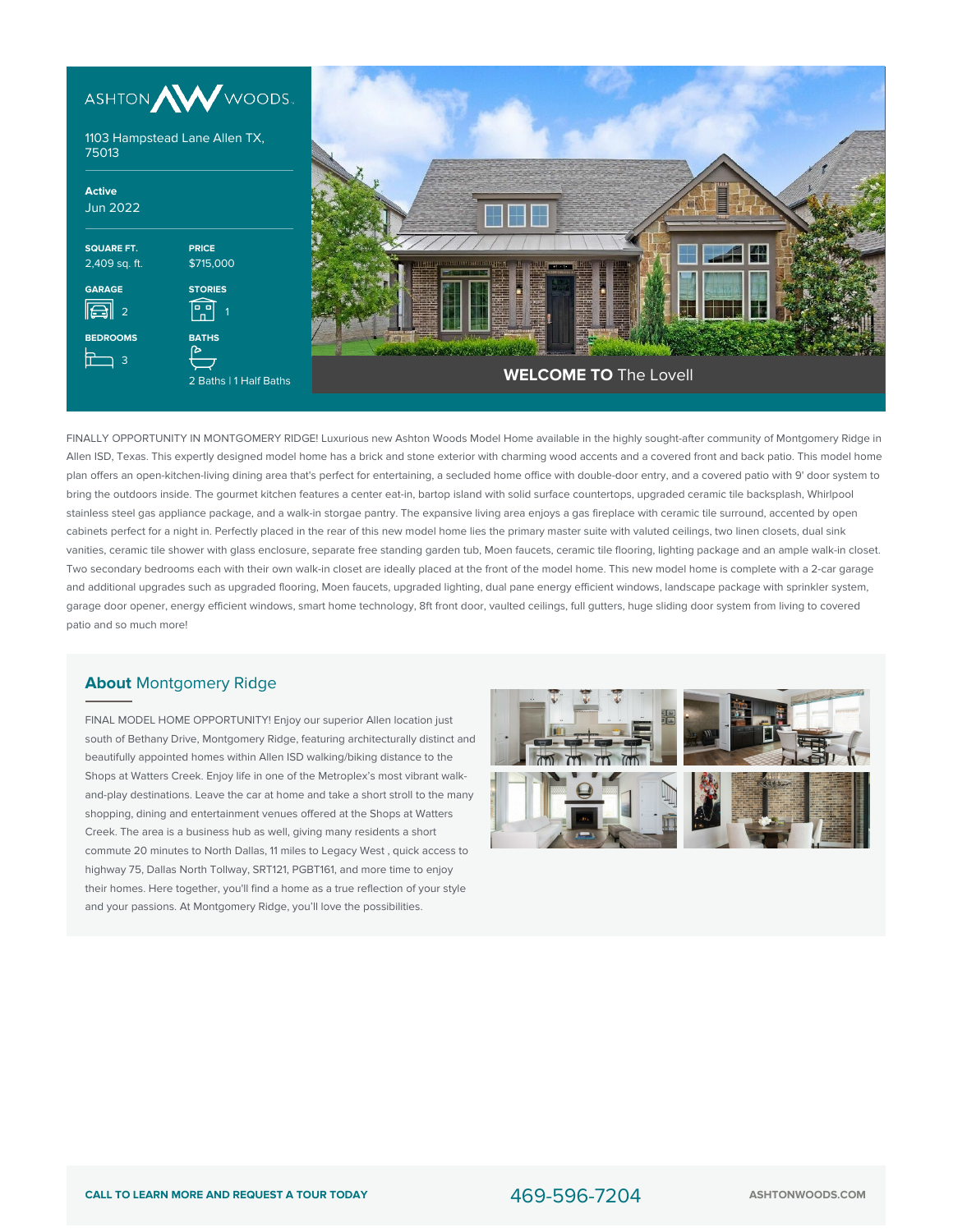ASHTON WOODS

1103 Hampstead Lane Allen TX, 75013

**Active**
Jun 2022

| SQUARE FT. | PRICE |
|---|---|
| 2,409 sq. ft. | $715,000 |

| GARAGE | STORIES |
|---|---|
| 2 | 1 |

| BEDROOMS | BATHS |
|---|---|
| 3 | 2 Baths \| 1 Half Baths |

**WELCOME TO** The Lovell

FINALLY OPPORTUNITY IN MONTGOMERY RIDGE! Luxurious new Ashton Woods Model Home available in the highly sought-after community of Montgomery Ridge in Allen ISD, Texas. This expertly designed model home has a brick and stone exterior with charming wood accents and a covered front and back patio. This model home plan offers an open-kitchen-living dining area that's perfect for entertaining, a secluded home office with double-door entry, and a covered patio with 9' door system to bring the outdoors inside. The gourmet kitchen features a center eat-in, bartop island with solid surface countertops, upgraded ceramic tile backsplash, Whirlpool stainless steel gas appliance package, and a walk-in storgae pantry. The expansive living area enjoys a gas fireplace with ceramic tile surround, accented by open cabinets perfect for a night in. Perfectly placed in the rear of this new model home lies the primary master suite with valuted ceilings, two linen closets, dual sink vanities, ceramic tile shower with glass enclosure, separate free standing garden tub, Moen faucets, ceramic tile flooring, lighting package and an ample walk-in closet. Two secondary bedrooms each with their own walk-in closet are ideally placed at the front of the model home. This new model home is complete with a 2-car garage and additional upgrades such as upgraded flooring, Moen faucets, upgraded lighting, dual pane energy efficient windows, landscape package with sprinkler system, garage door opener, energy efficient windows, smart home technology, 8ft front door, vaulted ceilings, full gutters, huge sliding door system from living to covered patio and so much more!

## **About** Montgomery Ridge

FINAL MODEL HOME OPPORTUNITY! Enjoy our superior Allen location just south of Bethany Drive, Montgomery Ridge, featuring architecturally distinct and beautifully appointed homes within Allen ISD walking/biking distance to the Shops at Watters Creek. Enjoy life in one of the Metroplex's most vibrant walk-and-play destinations. Leave the car at home and take a short stroll to the many shopping, dining and entertainment venues offered at the Shops at Watters Creek. The area is a business hub as well, giving many residents a short commute 20 minutes to North Dallas, 11 miles to Legacy West , quick access to highway 75, Dallas North Tollway, SRT121, PGBT161, and more time to enjoy their homes. Here together, you'll find a home as a true reflection of your style and your passions. At Montgomery Ridge, you'll love the possibilities.

**CALL TO LEARN MORE AND REQUEST A TOUR TODAY** 469-596-7204 **ASHTONWOODS.COM**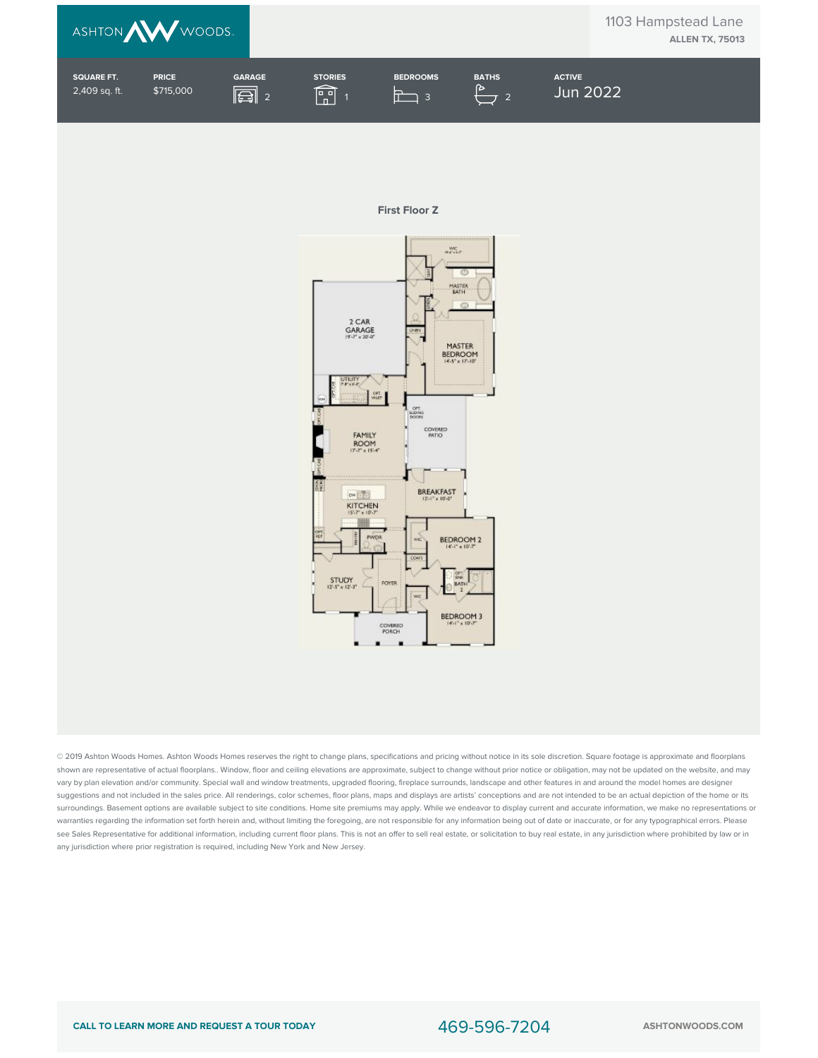ASHTON WOODS

1103 Hampstead Lane
**ALLEN TX, 75013**

| SQUARE FT. | PRICE | GARAGE | STORIES | BEDROOMS | BATHS | ACTIVE |
|---|---|---|---|---|---|---|
| 2,409 sq. ft. | $715,000 | 2 | 1 | 3 | 2 | Jun 2022 |

**First Floor Z**

© 2019 Ashton Woods Homes. Ashton Woods Homes reserves the right to change plans, specifications and pricing without notice in its sole discretion. Square footage is approximate and floorplans shown are representative of actual floorplans.. Window, floor and ceiling elevations are approximate, subject to change without prior notice or obligation, may not be updated on the website, and may vary by plan elevation and/or community. Special wall and window treatments, upgraded flooring, fireplace surrounds, landscape and other features in and around the model homes are designer suggestions and not included in the sales price. All renderings, color schemes, floor plans, maps and displays are artists' conceptions and are not intended to be an actual depiction of the home or its surroundings. Basement options are available subject to site conditions. Home site premiums may apply. While we endeavor to display current and accurate information, we make no representations or warranties regarding the information set forth herein and, without limiting the foregoing, are not responsible for any information being out of date or inaccurate, or for any typographical errors. Please see Sales Representative for additional information, including current floor plans. This is not an offer to sell real estate, or solicitation to buy real estate, in any jurisdiction where prohibited by law or in any jurisdiction where prior registration is required, including New York and New Jersey.

**CALL TO LEARN MORE AND REQUEST A TOUR TODAY** 469-596-7204 **ASHTONWOODS.COM**